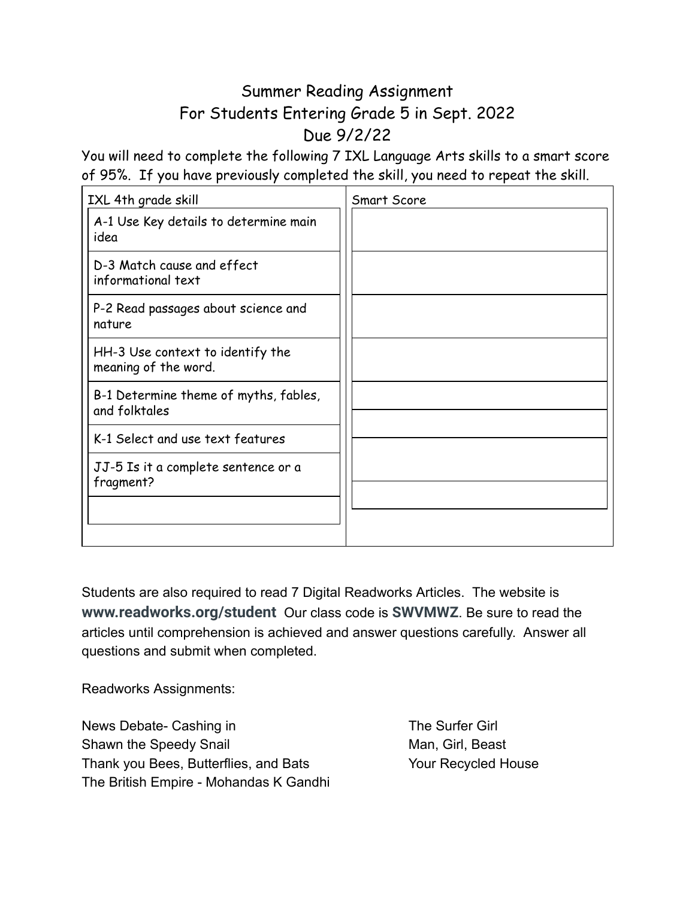# Summer Reading Assignment
# For Students Entering Grade 5 in Sept. 2022
# Due 9/2/22

You will need to complete the following 7 IXL Language Arts skills to a smart score of 95%. If you have previously completed the skill, you need to repeat the skill.

| IXL 4th grade skill | Smart Score |
| --- | --- |
| A-1 Use Key details to determine main idea | |
| D-3 Match cause and effect informational text | |
| P-2 Read passages about science and nature | |
| HH-3 Use context to identify the meaning of the word. | |
| B-1 Determine theme of myths, fables, and folktales | |
| K-1 Select and use text features | |
| JJ-5 Is it a complete sentence or a fragment? | |
| | |

Students are also required to read 7 Digital Readworks Articles. The website is **www.readworks.org/student** Our class code is **SWVMWZ**. Be sure to read the articles until comprehension is achieved and answer questions carefully. Answer all questions and submit when completed.

Readworks Assignments:

- News Debate- Cashing in
- Shawn the Speedy Snail
- Thank you Bees, Butterflies, and Bats
- The British Empire - Mohandas K Gandhi
- The Surfer Girl
- Man, Girl, Beast
- Your Recycled House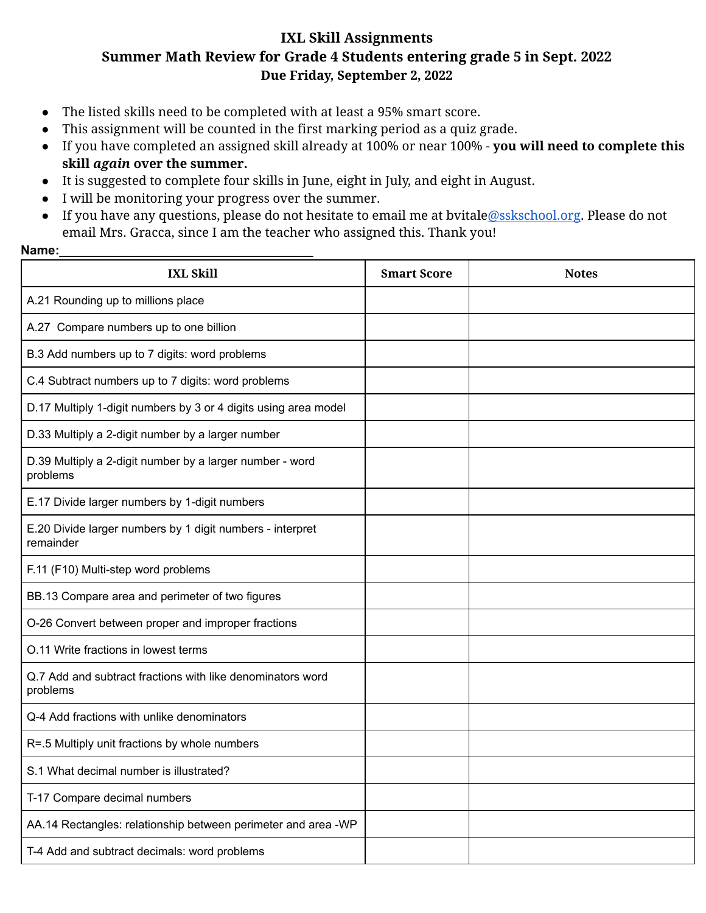# IXL Skill Assignments
## Summer Math Review for Grade 4 Students entering grade 5 in Sept. 2022
### Due Friday, September 2, 2022

- The listed skills need to be completed with at least a 95% smart score.
- This assignment will be counted in the first marking period as a quiz grade.
- If you have completed an assigned skill already at 100% or near 100% - **you will need to complete this skill *again* over the summer.**
- It is suggested to complete four skills in June, eight in July, and eight in August.
- I will be monitoring your progress over the summer.
- If you have any questions, please do not hesitate to email me at bvitale@sskschool.org. Please do not email Mrs. Gracca, since I am the teacher who assigned this. Thank you!

**Name:**\_\_\_\_\_\_\_\_\_\_\_\_\_\_\_\_\_\_\_\_\_\_\_\_\_\_\_\_\_\_\_\_\_\_\_\_\_\_\_\_

| IXL Skill | Smart Score | Notes |
|---|---|---|
| A.21 Rounding up to millions place | | |
| A.27 Compare numbers up to one billion | | |
| B.3 Add numbers up to 7 digits: word problems | | |
| C.4 Subtract numbers up to 7 digits: word problems | | |
| D.17 Multiply 1-digit numbers by 3 or 4 digits using area model | | |
| D.33 Multiply a 2-digit number by a larger number | | |
| D.39 Multiply a 2-digit number by a larger number - word problems | | |
| E.17 Divide larger numbers by 1-digit numbers | | |
| E.20 Divide larger numbers by 1 digit numbers - interpret remainder | | |
| F.11 (F10) Multi-step word problems | | |
| BB.13 Compare area and perimeter of two figures | | |
| O-26 Convert between proper and improper fractions | | |
| O.11 Write fractions in lowest terms | | |
| Q.7 Add and subtract fractions with like denominators word problems | | |
| Q-4 Add fractions with unlike denominators | | |
| R=.5 Multiply unit fractions by whole numbers | | |
| S.1 What decimal number is illustrated? | | |
| T-17 Compare decimal numbers | | |
| AA.14 Rectangles: relationship between perimeter and area -WP | | |
| T-4 Add and subtract decimals: word problems | | |